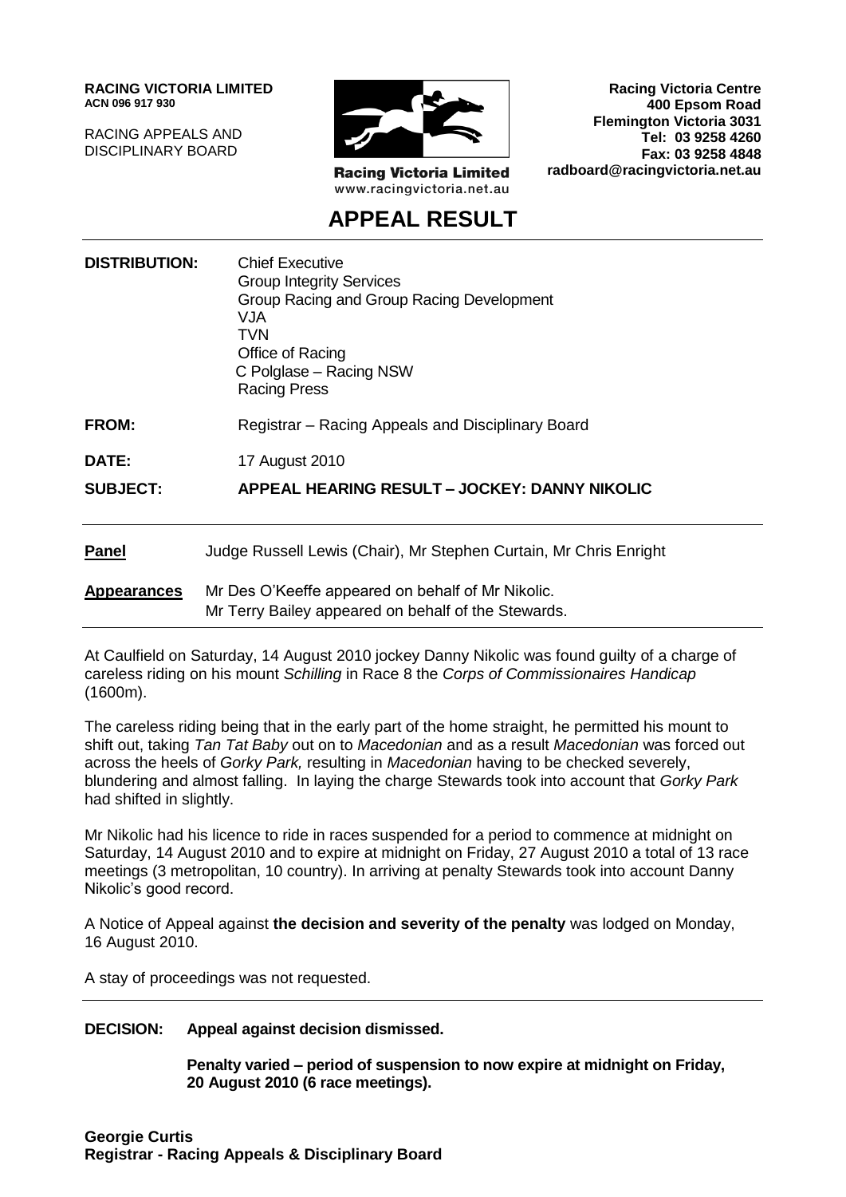**RACING VICTORIA LIMITED**
**ACN 096 917 930**

RACING APPEALS AND
DISCIPLINARY BOARD

Racing Victoria Limited
www.racingvictoria.net.au

**Racing Victoria Centre**
**400 Epsom Road**
**Flemington Victoria 3031**
**Tel: 03 9258 4260**
**Fax: 03 9258 4848**
**radboard@racingvictoria.net.au**

# APPEAL RESULT

**DISTRIBUTION:** Chief Executive
Group Integrity Services
Group Racing and Group Racing Development
VJA
TVN
Office of Racing
C Polglase – Racing NSW
Racing Press

**FROM:** Registrar – Racing Appeals and Disciplinary Board

**DATE:** 17 August 2010

**SUBJECT:** **APPEAL HEARING RESULT – JOCKEY: DANNY NIKOLIC**

**Panel** Judge Russell Lewis (Chair), Mr Stephen Curtain, Mr Chris Enright

**Appearances** Mr Des O'Keeffe appeared on behalf of Mr Nikolic.
Mr Terry Bailey appeared on behalf of the Stewards.

At Caulfield on Saturday, 14 August 2010 jockey Danny Nikolic was found guilty of a charge of careless riding on his mount *Schilling* in Race 8 the *Corps of Commissionaires Handicap* (1600m).

The careless riding being that in the early part of the home straight, he permitted his mount to shift out, taking *Tan Tat Baby* out on to *Macedonian* and as a result *Macedonian* was forced out across the heels of *Gorky Park,* resulting in *Macedonian* having to be checked severely, blundering and almost falling. In laying the charge Stewards took into account that *Gorky Park* had shifted in slightly.

Mr Nikolic had his licence to ride in races suspended for a period to commence at midnight on Saturday, 14 August 2010 and to expire at midnight on Friday, 27 August 2010 a total of 13 race meetings (3 metropolitan, 10 country). In arriving at penalty Stewards took into account Danny Nikolic's good record.

A Notice of Appeal against **the decision and severity of the penalty** was lodged on Monday, 16 August 2010.

A stay of proceedings was not requested.

**DECISION: Appeal against decision dismissed.**

**Penalty varied – period of suspension to now expire at midnight on Friday, 20 August 2010 (6 race meetings).**

**Georgie Curtis**
**Registrar - Racing Appeals & Disciplinary Board**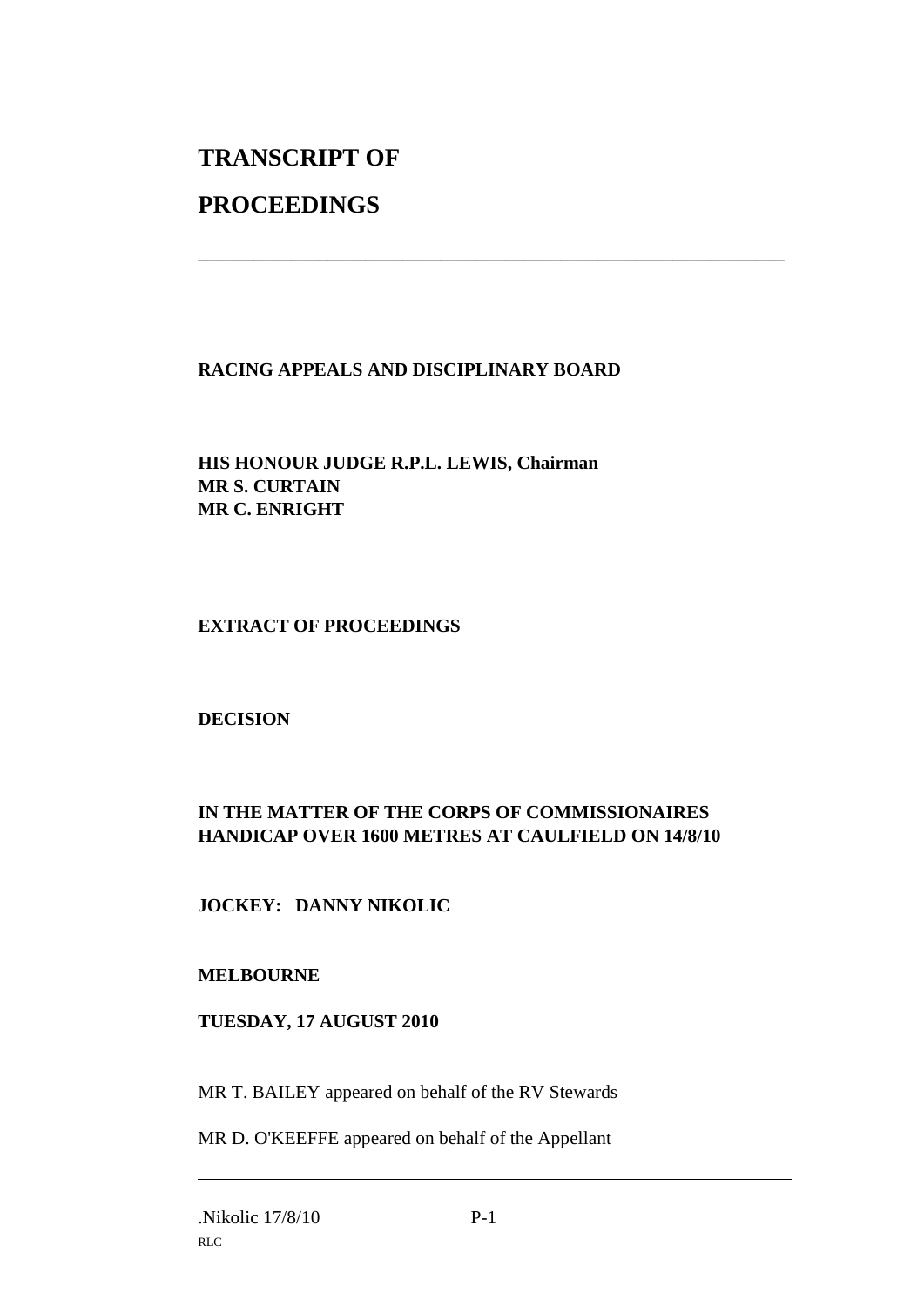# TRANSCRIPT OF

# PROCEEDINGS

---

**RACING APPEALS AND DISCIPLINARY BOARD**

**HIS HONOUR JUDGE R.P.L. LEWIS, Chairman**
**MR S. CURTAIN**
**MR C. ENRIGHT**

**EXTRACT OF PROCEEDINGS**

**DECISION**

**IN THE MATTER OF THE CORPS OF COMMISSIONAIRES HANDICAP OVER 1600 METRES AT CAULFIELD ON 14/8/10**

**JOCKEY: DANNY NIKOLIC**

**MELBOURNE**

**TUESDAY, 17 AUGUST 2010**

MR T. BAILEY appeared on behalf of the RV Stewards

MR D. O'KEEFFE appeared on behalf of the Appellant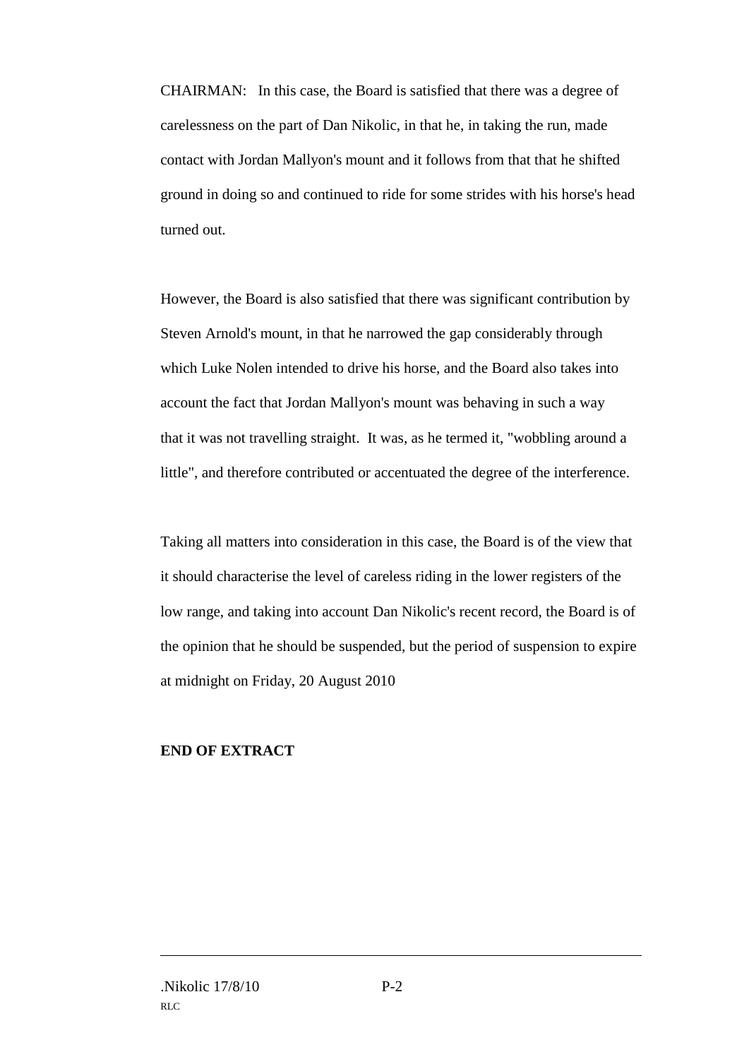CHAIRMAN: In this case, the Board is satisfied that there was a degree of carelessness on the part of Dan Nikolic, in that he, in taking the run, made contact with Jordan Mallyon's mount and it follows from that that he shifted ground in doing so and continued to ride for some strides with his horse's head turned out.

However, the Board is also satisfied that there was significant contribution by Steven Arnold's mount, in that he narrowed the gap considerably through which Luke Nolen intended to drive his horse, and the Board also takes into account the fact that Jordan Mallyon's mount was behaving in such a way that it was not travelling straight. It was, as he termed it, "wobbling around a little", and therefore contributed or accentuated the degree of the interference.

Taking all matters into consideration in this case, the Board is of the view that it should characterise the level of careless riding in the lower registers of the low range, and taking into account Dan Nikolic's recent record, the Board is of the opinion that he should be suspended, but the period of suspension to expire at midnight on Friday, 20 August 2010

**END OF EXTRACT**